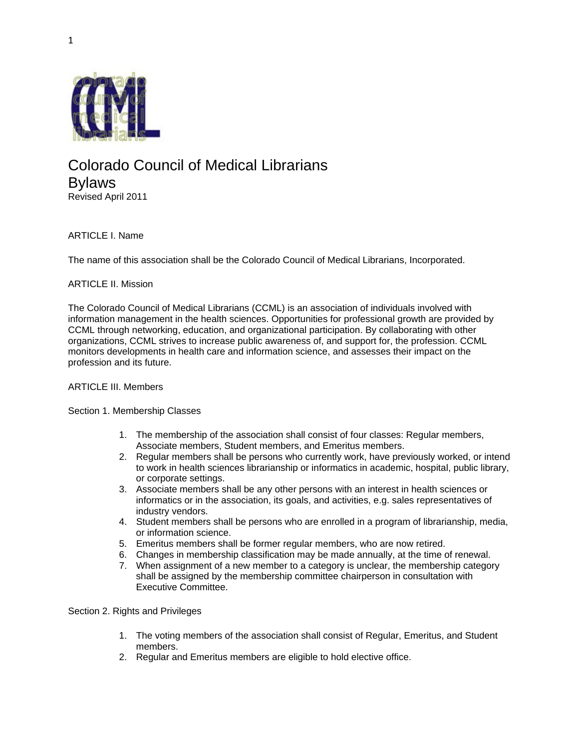# Colorado Council of Medical Librarians
# Bylaws

Revised April 2011

## ARTICLE I. Name

The name of this association shall be the Colorado Council of Medical Librarians, Incorporated.

## ARTICLE II. Mission

The Colorado Council of Medical Librarians (CCML) is an association of individuals involved with information management in the health sciences. Opportunities for professional growth are provided by CCML through networking, education, and organizational participation. By collaborating with other organizations, CCML strives to increase public awareness of, and support for, the profession. CCML monitors developments in health care and information science, and assesses their impact on the profession and its future.

## ARTICLE III. Members

### Section 1. Membership Classes

1. The membership of the association shall consist of four classes: Regular members, Associate members, Student members, and Emeritus members.
2. Regular members shall be persons who currently work, have previously worked, or intend to work in health sciences librarianship or informatics in academic, hospital, public library, or corporate settings.
3. Associate members shall be any other persons with an interest in health sciences or informatics or in the association, its goals, and activities, e.g. sales representatives of industry vendors.
4. Student members shall be persons who are enrolled in a program of librarianship, media, or information science.
5. Emeritus members shall be former regular members, who are now retired.
6. Changes in membership classification may be made annually, at the time of renewal.
7. When assignment of a new member to a category is unclear, the membership category shall be assigned by the membership committee chairperson in consultation with Executive Committee.

### Section 2. Rights and Privileges

1. The voting members of the association shall consist of Regular, Emeritus, and Student members.
2. Regular and Emeritus members are eligible to hold elective office.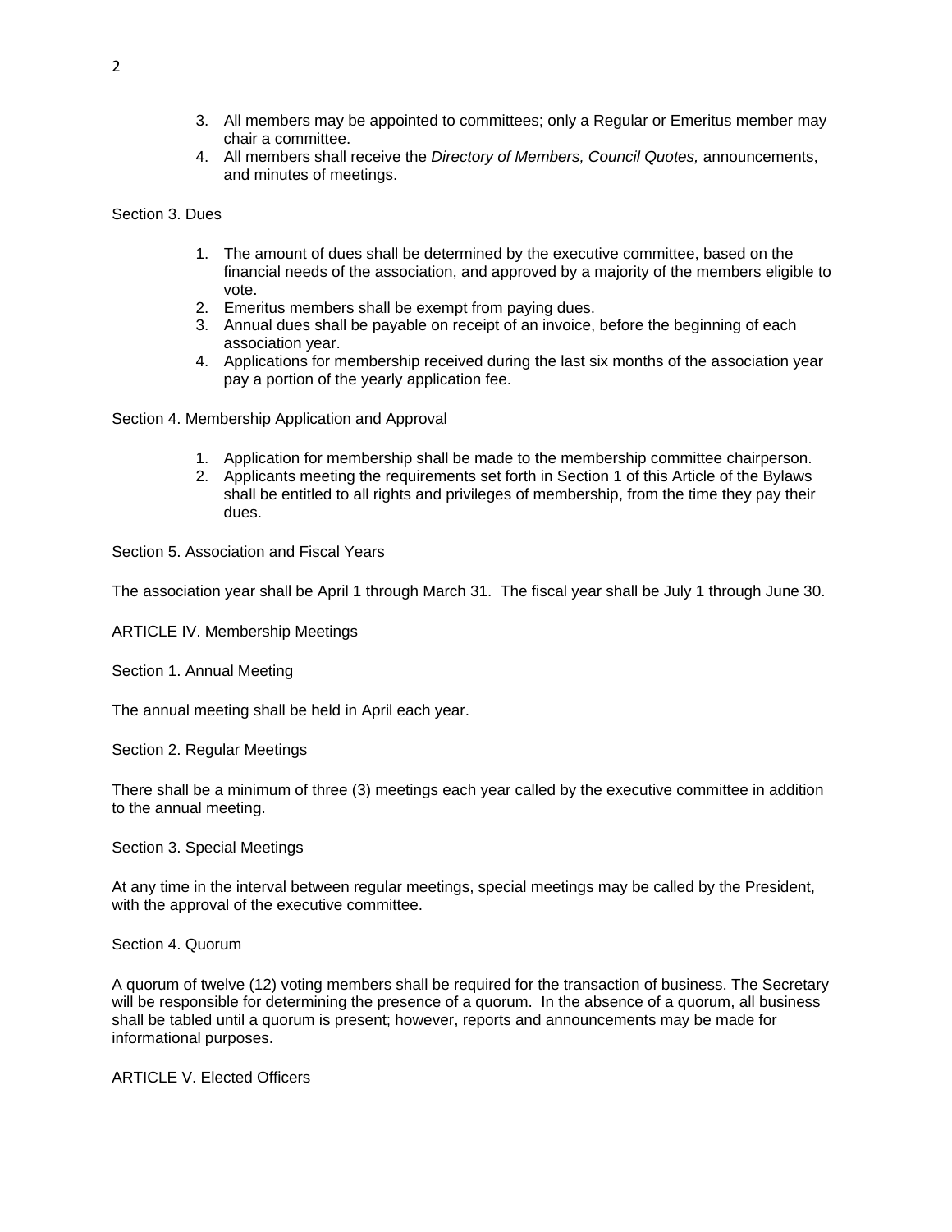3. All members may be appointed to committees; only a Regular or Emeritus member may chair a committee.
4. All members shall receive the *Directory of Members, Council Quotes,* announcements, and minutes of meetings.

Section 3. Dues

1. The amount of dues shall be determined by the executive committee, based on the financial needs of the association, and approved by a majority of the members eligible to vote.
2. Emeritus members shall be exempt from paying dues.
3. Annual dues shall be payable on receipt of an invoice, before the beginning of each association year.
4. Applications for membership received during the last six months of the association year pay a portion of the yearly application fee.

Section 4. Membership Application and Approval

1. Application for membership shall be made to the membership committee chairperson.
2. Applicants meeting the requirements set forth in Section 1 of this Article of the Bylaws shall be entitled to all rights and privileges of membership, from the time they pay their dues.

Section 5. Association and Fiscal Years

The association year shall be April 1 through March 31. The fiscal year shall be July 1 through June 30.

## ARTICLE IV. Membership Meetings

Section 1. Annual Meeting

The annual meeting shall be held in April each year.

Section 2. Regular Meetings

There shall be a minimum of three (3) meetings each year called by the executive committee in addition to the annual meeting.

Section 3. Special Meetings

At any time in the interval between regular meetings, special meetings may be called by the President, with the approval of the executive committee.

Section 4. Quorum

A quorum of twelve (12) voting members shall be required for the transaction of business. The Secretary will be responsible for determining the presence of a quorum. In the absence of a quorum, all business shall be tabled until a quorum is present; however, reports and announcements may be made for informational purposes.

## ARTICLE V. Elected Officers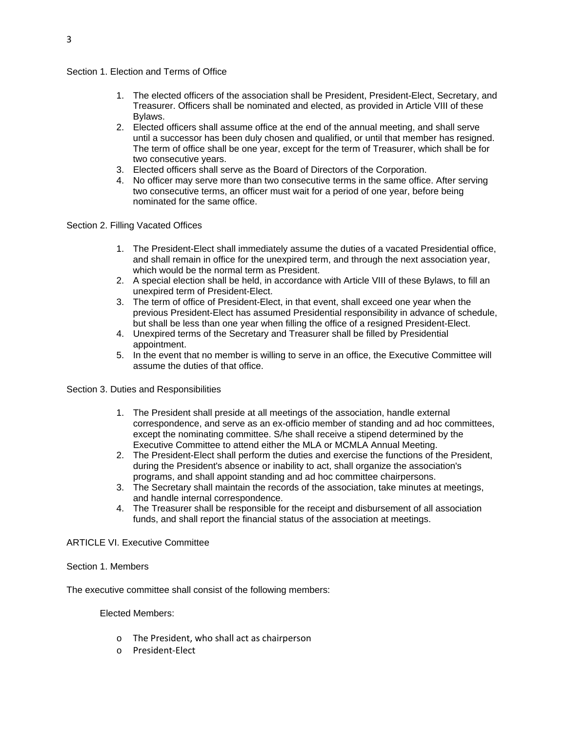### Section 1. Election and Terms of Office

1. The elected officers of the association shall be President, President-Elect, Secretary, and Treasurer. Officers shall be nominated and elected, as provided in Article VIII of these Bylaws.
2. Elected officers shall assume office at the end of the annual meeting, and shall serve until a successor has been duly chosen and qualified, or until that member has resigned. The term of office shall be one year, except for the term of Treasurer, which shall be for two consecutive years.
3. Elected officers shall serve as the Board of Directors of the Corporation.
4. No officer may serve more than two consecutive terms in the same office. After serving two consecutive terms, an officer must wait for a period of one year, before being nominated for the same office.

### Section 2. Filling Vacated Offices

1. The President-Elect shall immediately assume the duties of a vacated Presidential office, and shall remain in office for the unexpired term, and through the next association year, which would be the normal term as President.
2. A special election shall be held, in accordance with Article VIII of these Bylaws, to fill an unexpired term of President-Elect.
3. The term of office of President-Elect, in that event, shall exceed one year when the previous President-Elect has assumed Presidential responsibility in advance of schedule, but shall be less than one year when filling the office of a resigned President-Elect.
4. Unexpired terms of the Secretary and Treasurer shall be filled by Presidential appointment.
5. In the event that no member is willing to serve in an office, the Executive Committee will assume the duties of that office.

### Section 3. Duties and Responsibilities

1. The President shall preside at all meetings of the association, handle external correspondence, and serve as an ex-officio member of standing and ad hoc committees, except the nominating committee. S/he shall receive a stipend determined by the Executive Committee to attend either the MLA or MCMLA Annual Meeting.
2. The President-Elect shall perform the duties and exercise the functions of the President, during the President's absence or inability to act, shall organize the association's programs, and shall appoint standing and ad hoc committee chairpersons.
3. The Secretary shall maintain the records of the association, take minutes at meetings, and handle internal correspondence.
4. The Treasurer shall be responsible for the receipt and disbursement of all association funds, and shall report the financial status of the association at meetings.

## ARTICLE VI. Executive Committee

### Section 1. Members

The executive committee shall consist of the following members:

Elected Members:

- The President, who shall act as chairperson
- President-Elect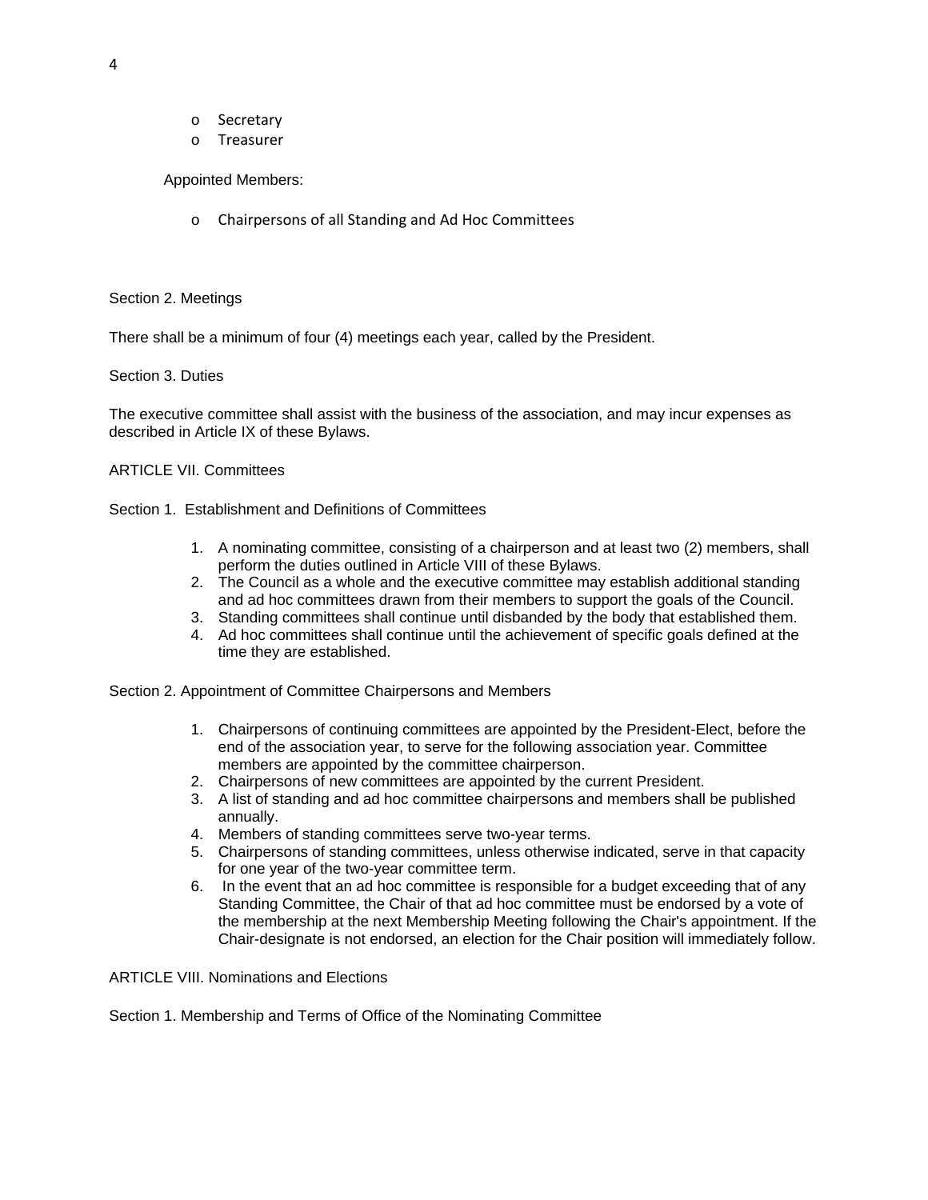- Secretary
- Treasurer

Appointed Members:

- Chairpersons of all Standing and Ad Hoc Committees

Section 2. Meetings

There shall be a minimum of four (4) meetings each year, called by the President.

Section 3. Duties

The executive committee shall assist with the business of the association, and may incur expenses as described in Article IX of these Bylaws.

ARTICLE VII. Committees

Section 1. Establishment and Definitions of Committees

1. A nominating committee, consisting of a chairperson and at least two (2) members, shall perform the duties outlined in Article VIII of these Bylaws.
2. The Council as a whole and the executive committee may establish additional standing and ad hoc committees drawn from their members to support the goals of the Council.
3. Standing committees shall continue until disbanded by the body that established them.
4. Ad hoc committees shall continue until the achievement of specific goals defined at the time they are established.

Section 2. Appointment of Committee Chairpersons and Members

1. Chairpersons of continuing committees are appointed by the President-Elect, before the end of the association year, to serve for the following association year. Committee members are appointed by the committee chairperson.
2. Chairpersons of new committees are appointed by the current President.
3. A list of standing and ad hoc committee chairpersons and members shall be published annually.
4. Members of standing committees serve two-year terms.
5. Chairpersons of standing committees, unless otherwise indicated, serve in that capacity for one year of the two-year committee term.
6. In the event that an ad hoc committee is responsible for a budget exceeding that of any Standing Committee, the Chair of that ad hoc committee must be endorsed by a vote of the membership at the next Membership Meeting following the Chair's appointment. If the Chair-designate is not endorsed, an election for the Chair position will immediately follow.

ARTICLE VIII. Nominations and Elections

Section 1. Membership and Terms of Office of the Nominating Committee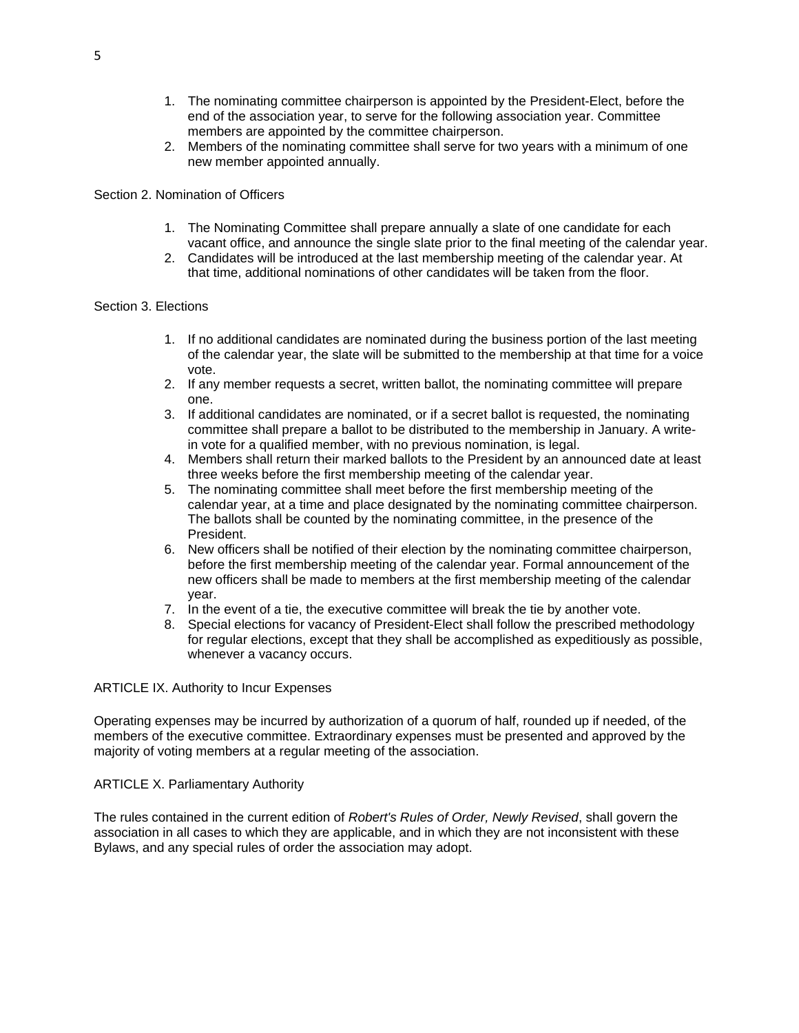1. The nominating committee chairperson is appointed by the President-Elect, before the end of the association year, to serve for the following association year. Committee members are appointed by the committee chairperson.
2. Members of the nominating committee shall serve for two years with a minimum of one new member appointed annually.

Section 2. Nomination of Officers

1. The Nominating Committee shall prepare annually a slate of one candidate for each vacant office, and announce the single slate prior to the final meeting of the calendar year.
2. Candidates will be introduced at the last membership meeting of the calendar year. At that time, additional nominations of other candidates will be taken from the floor.

Section 3. Elections

1. If no additional candidates are nominated during the business portion of the last meeting of the calendar year, the slate will be submitted to the membership at that time for a voice vote.
2. If any member requests a secret, written ballot, the nominating committee will prepare one.
3. If additional candidates are nominated, or if a secret ballot is requested, the nominating committee shall prepare a ballot to be distributed to the membership in January. A write-in vote for a qualified member, with no previous nomination, is legal.
4. Members shall return their marked ballots to the President by an announced date at least three weeks before the first membership meeting of the calendar year.
5. The nominating committee shall meet before the first membership meeting of the calendar year, at a time and place designated by the nominating committee chairperson. The ballots shall be counted by the nominating committee, in the presence of the President.
6. New officers shall be notified of their election by the nominating committee chairperson, before the first membership meeting of the calendar year. Formal announcement of the new officers shall be made to members at the first membership meeting of the calendar year.
7. In the event of a tie, the executive committee will break the tie by another vote.
8. Special elections for vacancy of President-Elect shall follow the prescribed methodology for regular elections, except that they shall be accomplished as expeditiously as possible, whenever a vacancy occurs.

ARTICLE IX. Authority to Incur Expenses

Operating expenses may be incurred by authorization of a quorum of half, rounded up if needed, of the members of the executive committee. Extraordinary expenses must be presented and approved by the majority of voting members at a regular meeting of the association.

ARTICLE X. Parliamentary Authority

The rules contained in the current edition of *Robert's Rules of Order, Newly Revised*, shall govern the association in all cases to which they are applicable, and in which they are not inconsistent with these Bylaws, and any special rules of order the association may adopt.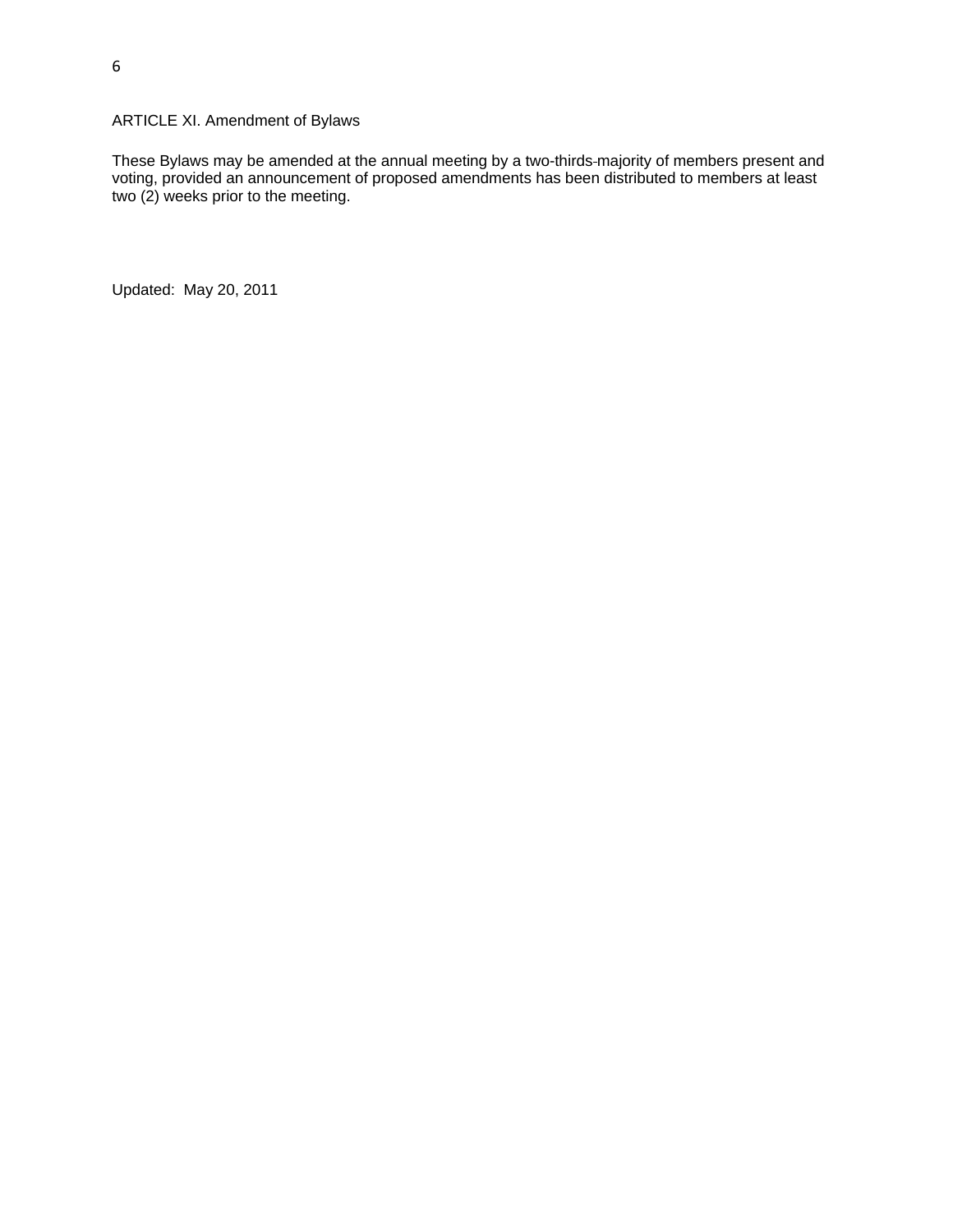## ARTICLE XI. Amendment of Bylaws

These Bylaws may be amended at the annual meeting by a two-thirds-majority of members present and voting, provided an announcement of proposed amendments has been distributed to members at least two (2) weeks prior to the meeting.

Updated: May 20, 2011